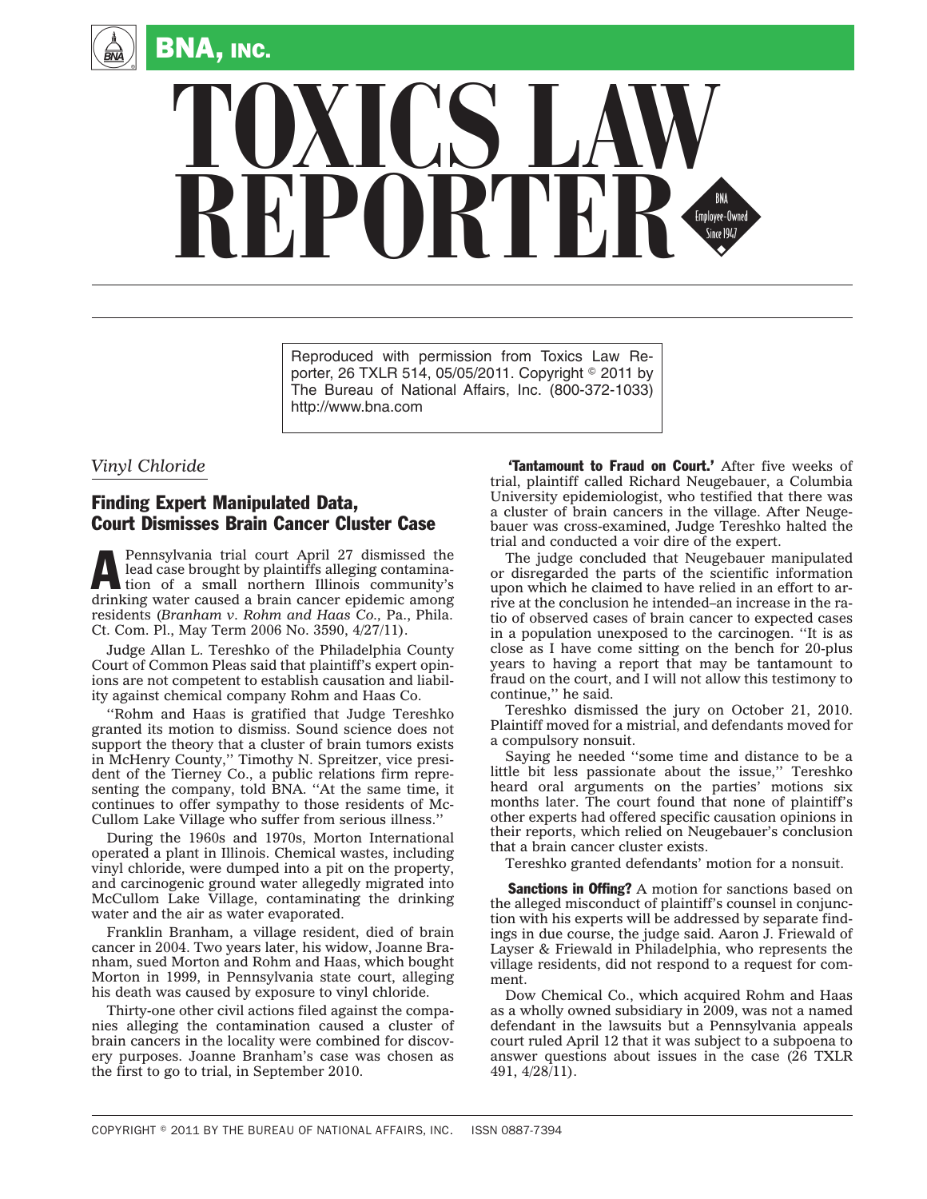# TOXICS LAW REPORTER

Reproduced with permission from Toxics Law Reporter, 26 TXLR 514, 05/05/2011. Copyright © 2011 by The Bureau of National Affairs, Inc. (800-372-1033) http://www.bna.com

*Vinyl Chloride*

## Finding Expert Manipulated Data, Court Dismisses Brain Cancer Cluster Case

A Pennsylvania trial court April 27 dismissed the lead case brought by plaintiffs alleging contamination of a small northern Illinois community's drinking water caused a brain cancer epidemic among residents (*Branham v. Rohm and Haas Co.*, Pa., Phila. Ct. Com. Pl., May Term 2006 No. 3590, 4/27/11).

Judge Allan L. Tereshko of the Philadelphia County Court of Common Pleas said that plaintiff's expert opinions are not competent to establish causation and liability against chemical company Rohm and Haas Co.

''Rohm and Haas is gratified that Judge Tereshko granted its motion to dismiss. Sound science does not support the theory that a cluster of brain tumors exists in McHenry County,'' Timothy N. Spreitzer, vice president of the Tierney Co., a public relations firm representing the company, told BNA. ''At the same time, it continues to offer sympathy to those residents of McCullom Lake Village who suffer from serious illness.''

During the 1960s and 1970s, Morton International operated a plant in Illinois. Chemical wastes, including vinyl chloride, were dumped into a pit on the property, and carcinogenic ground water allegedly migrated into McCullom Lake Village, contaminating the drinking water and the air as water evaporated.

Franklin Branham, a village resident, died of brain cancer in 2004. Two years later, his widow, Joanne Branham, sued Morton and Rohm and Haas, which bought Morton in 1999, in Pennsylvania state court, alleging his death was caused by exposure to vinyl chloride.

Thirty-one other civil actions filed against the companies alleging the contamination caused a cluster of brain cancers in the locality were combined for discovery purposes. Joanne Branham's case was chosen as the first to go to trial, in September 2010.

**'Tantamount to Fraud on Court.'** After five weeks of trial, plaintiff called Richard Neugebauer, a Columbia University epidemiologist, who testified that there was a cluster of brain cancers in the village. After Neugebauer was cross-examined, Judge Tereshko halted the trial and conducted a voir dire of the expert.

The judge concluded that Neugebauer manipulated or disregarded the parts of the scientific information upon which he claimed to have relied in an effort to arrive at the conclusion he intended–an increase in the ratio of observed cases of brain cancer to expected cases in a population unexposed to the carcinogen. ''It is as close as I have come sitting on the bench for 20-plus years to having a report that may be tantamount to fraud on the court, and I will not allow this testimony to continue,'' he said.

Tereshko dismissed the jury on October 21, 2010. Plaintiff moved for a mistrial, and defendants moved for a compulsory nonsuit.

Saying he needed ''some time and distance to be a little bit less passionate about the issue,'' Tereshko heard oral arguments on the parties' motions six months later. The court found that none of plaintiff's other experts had offered specific causation opinions in their reports, which relied on Neugebauer's conclusion that a brain cancer cluster exists.

Tereshko granted defendants' motion for a nonsuit.

**Sanctions in Offing?** A motion for sanctions based on the alleged misconduct of plaintiff's counsel in conjunction with his experts will be addressed by separate findings in due course, the judge said. Aaron J. Friewald of Layser & Friewald in Philadelphia, who represents the village residents, did not respond to a request for comment.

Dow Chemical Co., which acquired Rohm and Haas as a wholly owned subsidiary in 2009, was not a named defendant in the lawsuits but a Pennsylvania appeals court ruled April 12 that it was subject to a subpoena to answer questions about issues in the case (26 TXLR 491, 4/28/11).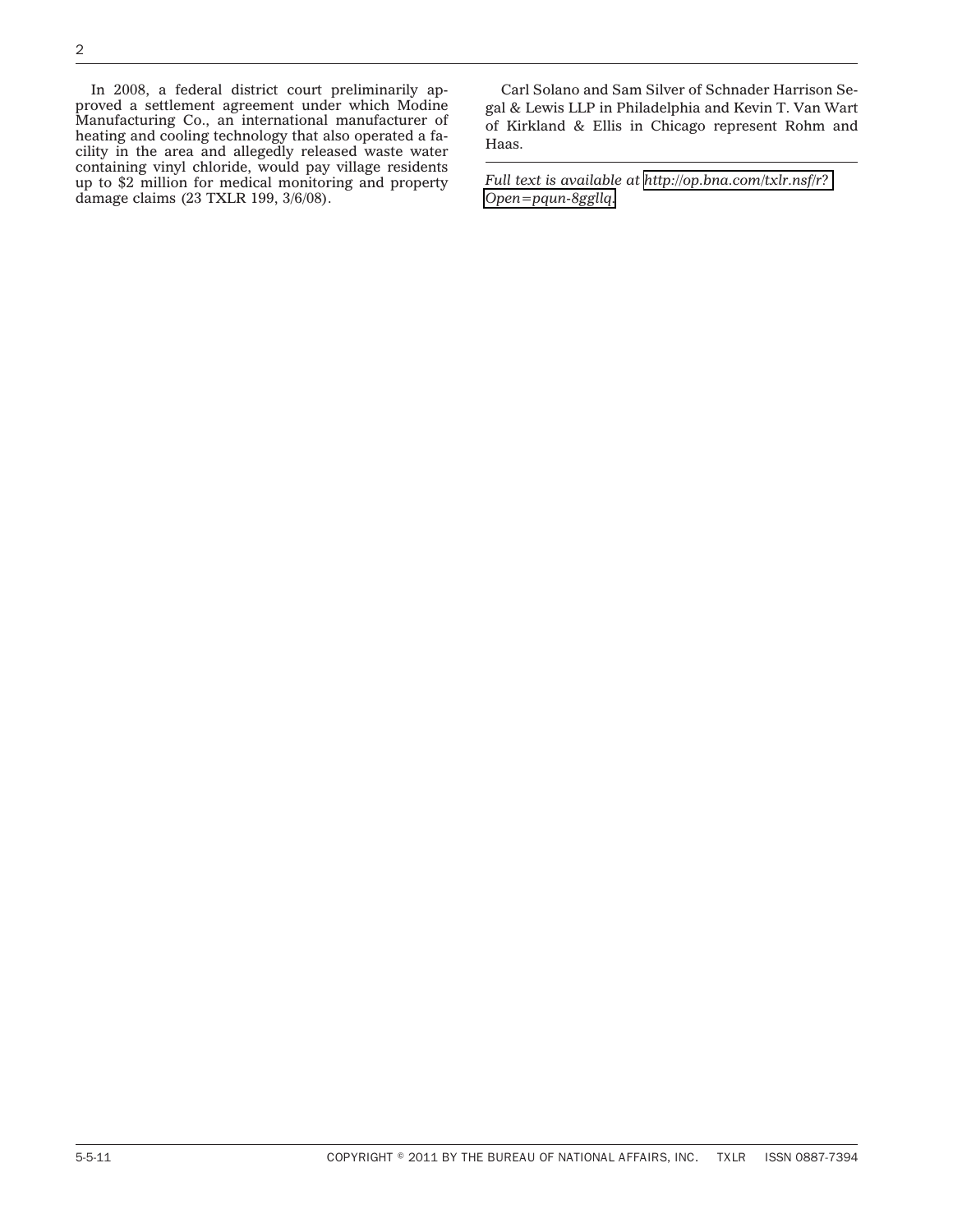In 2008, a federal district court preliminarily approved a settlement agreement under which Modine Manufacturing Co., an international manufacturer of heating and cooling technology that also operated a facility in the area and allegedly released waste water containing vinyl chloride, would pay village residents up to $2 million for medical monitoring and property damage claims (23 TXLR 199, 3/6/08).

Carl Solano and Sam Silver of Schnader Harrison Segal & Lewis LLP in Philadelphia and Kevin T. Van Wart of Kirkland & Ellis in Chicago represent Rohm and Haas.

*Full text is available at http://op.bna.com/txlr.nsf/r?Open=pqun-8ggllq.*